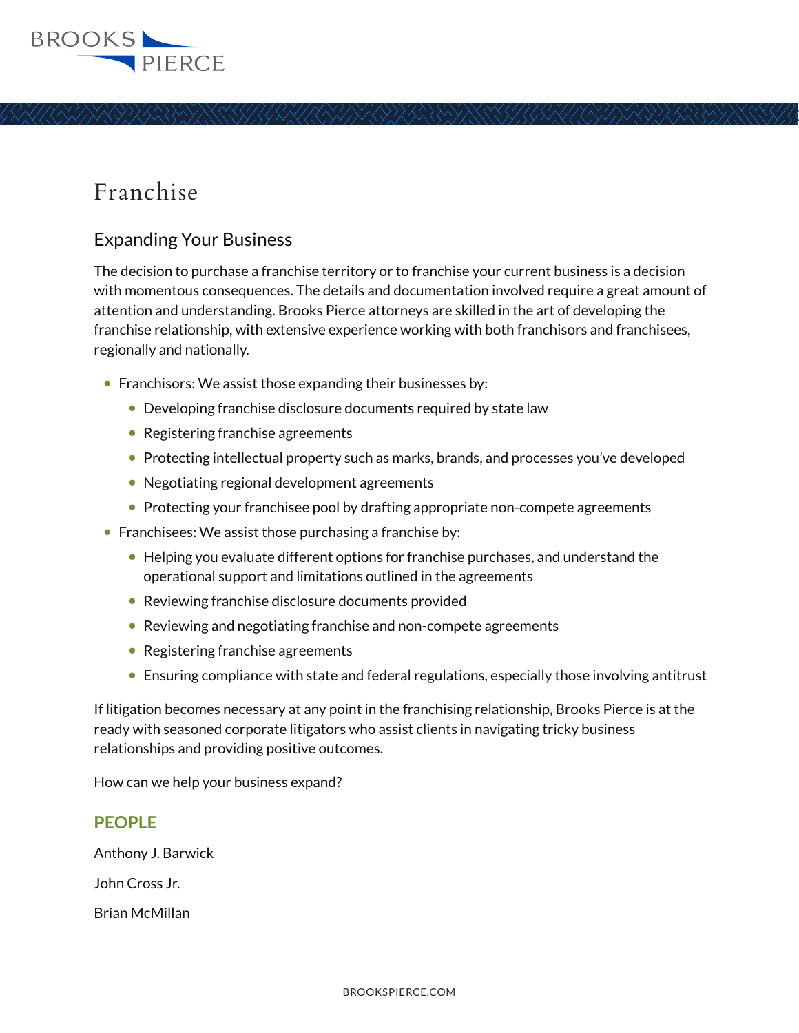# Franchise

## Expanding Your Business

The decision to purchase a franchise territory or to franchise your current business is a decision with momentous consequences. The details and documentation involved require a great amount of attention and understanding. Brooks Pierce attorneys are skilled in the art of developing the franchise relationship, with extensive experience working with both franchisors and franchisees, regionally and nationally.

- Franchisors: We assist those expanding their businesses by:
  - Developing franchise disclosure documents required by state law
  - Registering franchise agreements
  - Protecting intellectual property such as marks, brands, and processes you've developed
  - Negotiating regional development agreements
  - Protecting your franchisee pool by drafting appropriate non-compete agreements
- Franchisees: We assist those purchasing a franchise by:
  - Helping you evaluate different options for franchise purchases, and understand the operational support and limitations outlined in the agreements
  - Reviewing franchise disclosure documents provided
  - Reviewing and negotiating franchise and non-compete agreements
  - Registering franchise agreements
  - Ensuring compliance with state and federal regulations, especially those involving antitrust

If litigation becomes necessary at any point in the franchising relationship, Brooks Pierce is at the ready with seasoned corporate litigators who assist clients in navigating tricky business relationships and providing positive outcomes.

How can we help your business expand?

## PEOPLE

Anthony J. Barwick

John Cross Jr.

Brian McMillan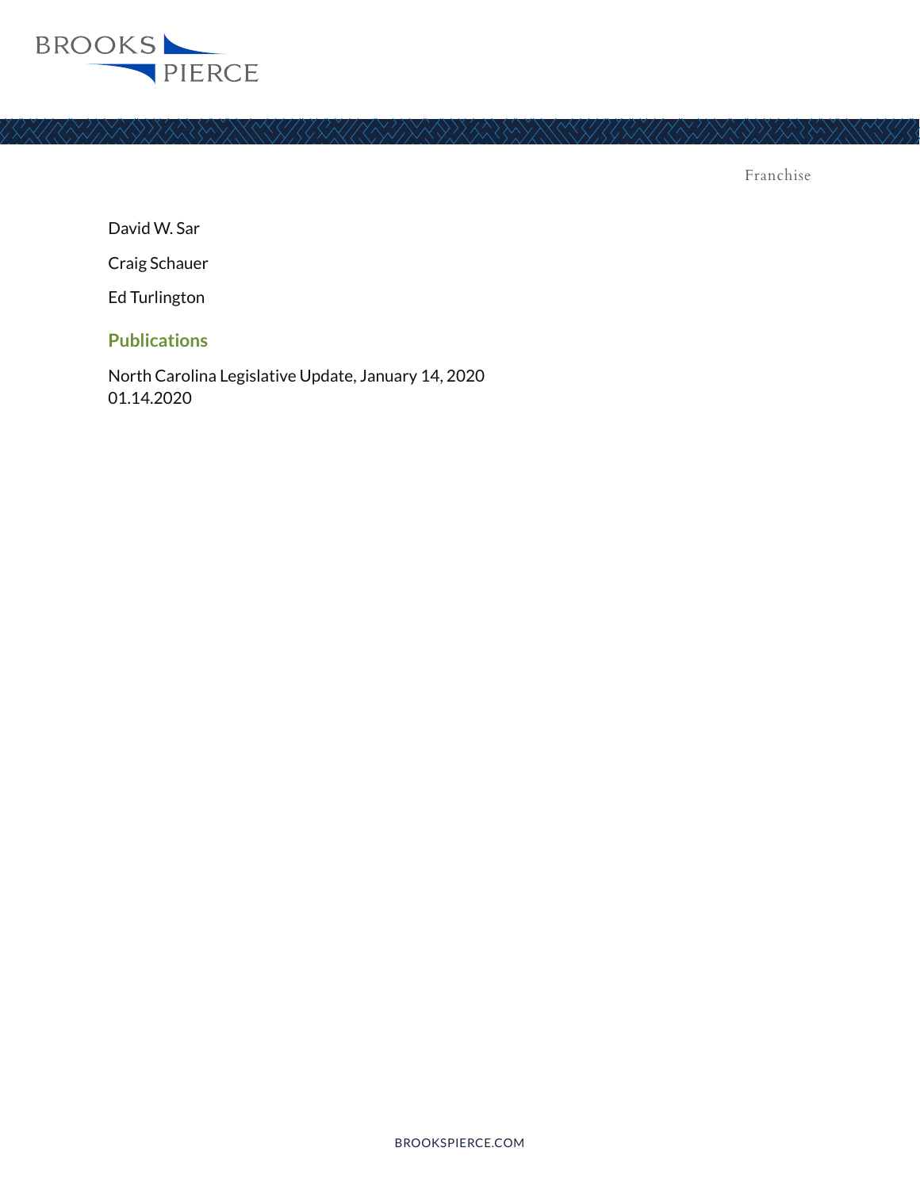Franchise

David W. Sar

Craig Schauer

Ed Turlington

## Publications

North Carolina Legislative Update, January 14, 2020
01.14.2020